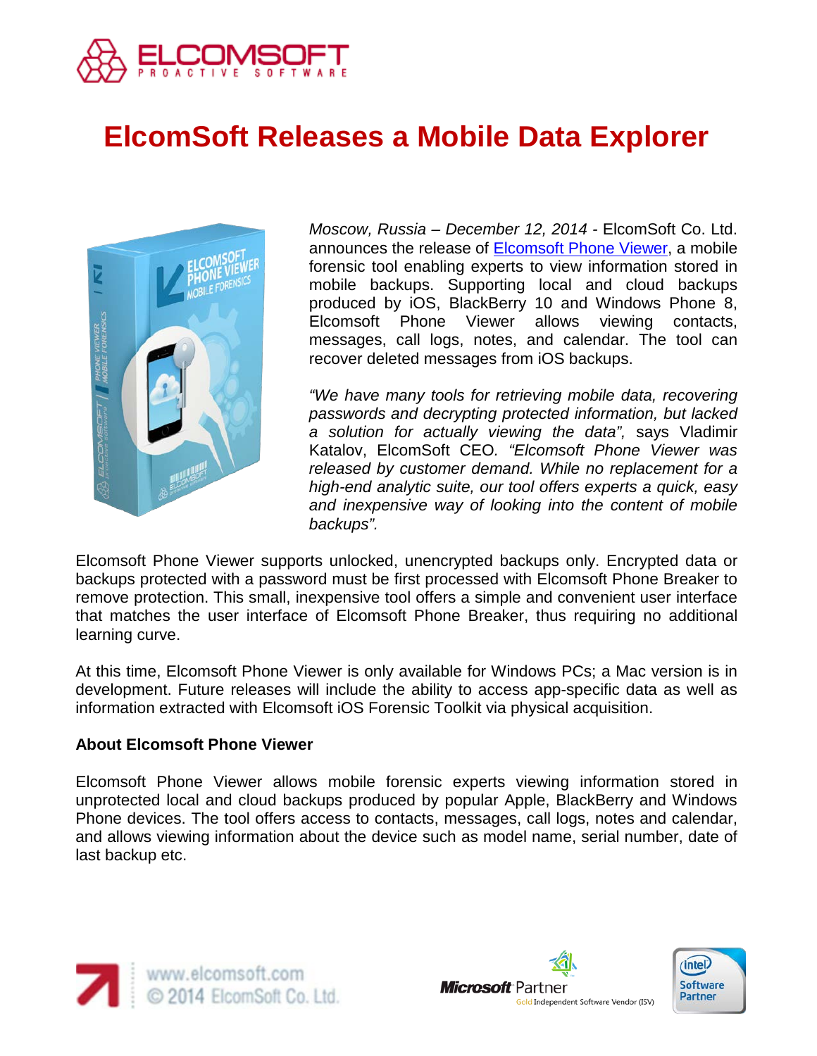# ElcomSoft Releases a Mobile Data Explorer

*Moscow, Russia – December 12, 2014* - ElcomSoft Co. Ltd. announces the release of Elcomsoft Phone Viewer, a mobile forensic tool enabling experts to view information stored in mobile backups. Supporting local and cloud backups produced by iOS, BlackBerry 10 and Windows Phone 8, Elcomsoft Phone Viewer allows viewing contacts, messages, call logs, notes, and calendar. The tool can recover deleted messages from iOS backups.

*"We have many tools for retrieving mobile data, recovering passwords and decrypting protected information, but lacked a solution for actually viewing the data",* says Vladimir Katalov, ElcomSoft CEO*. "Elcomsoft Phone Viewer was released by customer demand. While no replacement for a high-end analytic suite, our tool offers experts a quick, easy and inexpensive way of looking into the content of mobile backups".*

Elcomsoft Phone Viewer supports unlocked, unencrypted backups only. Encrypted data or backups protected with a password must be first processed with Elcomsoft Phone Breaker to remove protection. This small, inexpensive tool offers a simple and convenient user interface that matches the user interface of Elcomsoft Phone Breaker, thus requiring no additional learning curve.

At this time, Elcomsoft Phone Viewer is only available for Windows PCs; a Mac version is in development. Future releases will include the ability to access app-specific data as well as information extracted with Elcomsoft iOS Forensic Toolkit via physical acquisition.

**About Elcomsoft Phone Viewer**

Elcomsoft Phone Viewer allows mobile forensic experts viewing information stored in unprotected local and cloud backups produced by popular Apple, BlackBerry and Windows Phone devices. The tool offers access to contacts, messages, call logs, notes and calendar, and allows viewing information about the device such as model name, serial number, date of last backup etc.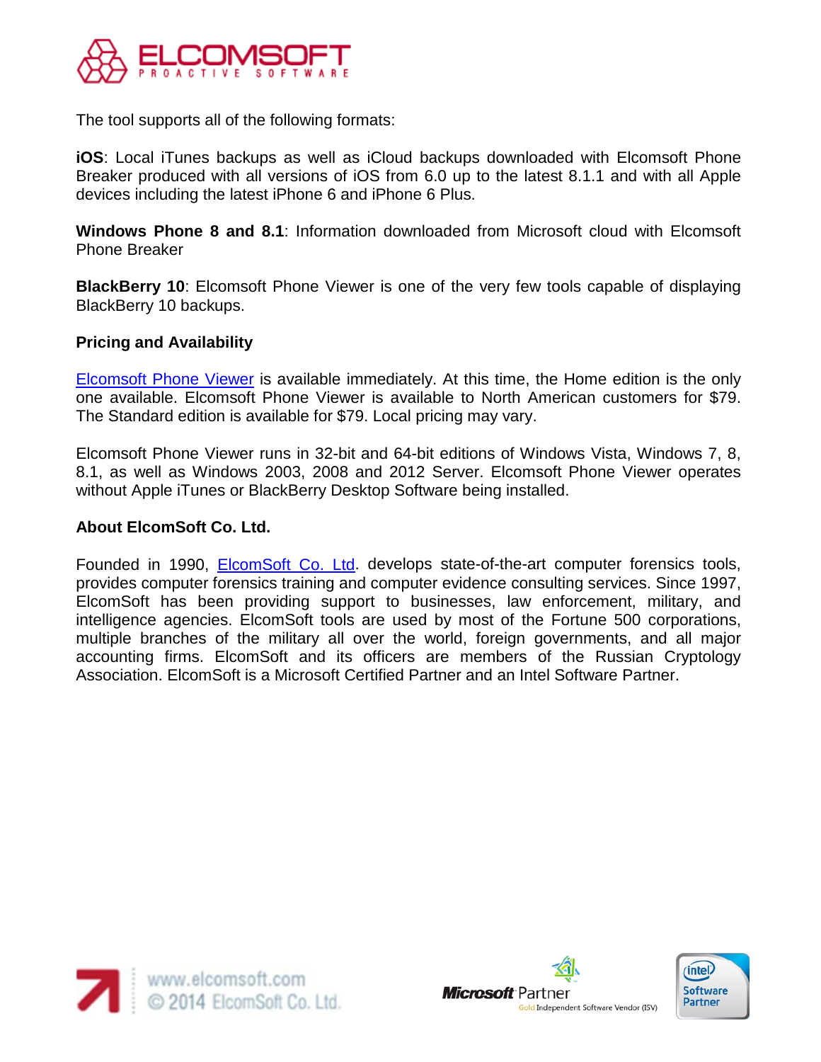The tool supports all of the following formats:

**iOS**: Local iTunes backups as well as iCloud backups downloaded with Elcomsoft Phone Breaker produced with all versions of iOS from 6.0 up to the latest 8.1.1 and with all Apple devices including the latest iPhone 6 and iPhone 6 Plus.

**Windows Phone 8 and 8.1**: Information downloaded from Microsoft cloud with Elcomsoft Phone Breaker

**BlackBerry 10**: Elcomsoft Phone Viewer is one of the very few tools capable of displaying BlackBerry 10 backups.

**Pricing and Availability**

Elcomsoft Phone Viewer is available immediately. At this time, the Home edition is the only one available. Elcomsoft Phone Viewer is available to North American customers for $79. The Standard edition is available for $79. Local pricing may vary.

Elcomsoft Phone Viewer runs in 32-bit and 64-bit editions of Windows Vista, Windows 7, 8, 8.1, as well as Windows 2003, 2008 and 2012 Server. Elcomsoft Phone Viewer operates without Apple iTunes or BlackBerry Desktop Software being installed.

**About ElcomSoft Co. Ltd.**

Founded in 1990, ElcomSoft Co. Ltd. develops state-of-the-art computer forensics tools, provides computer forensics training and computer evidence consulting services. Since 1997, ElcomSoft has been providing support to businesses, law enforcement, military, and intelligence agencies. ElcomSoft tools are used by most of the Fortune 500 corporations, multiple branches of the military all over the world, foreign governments, and all major accounting firms. ElcomSoft and its officers are members of the Russian Cryptology Association. ElcomSoft is a Microsoft Certified Partner and an Intel Software Partner.